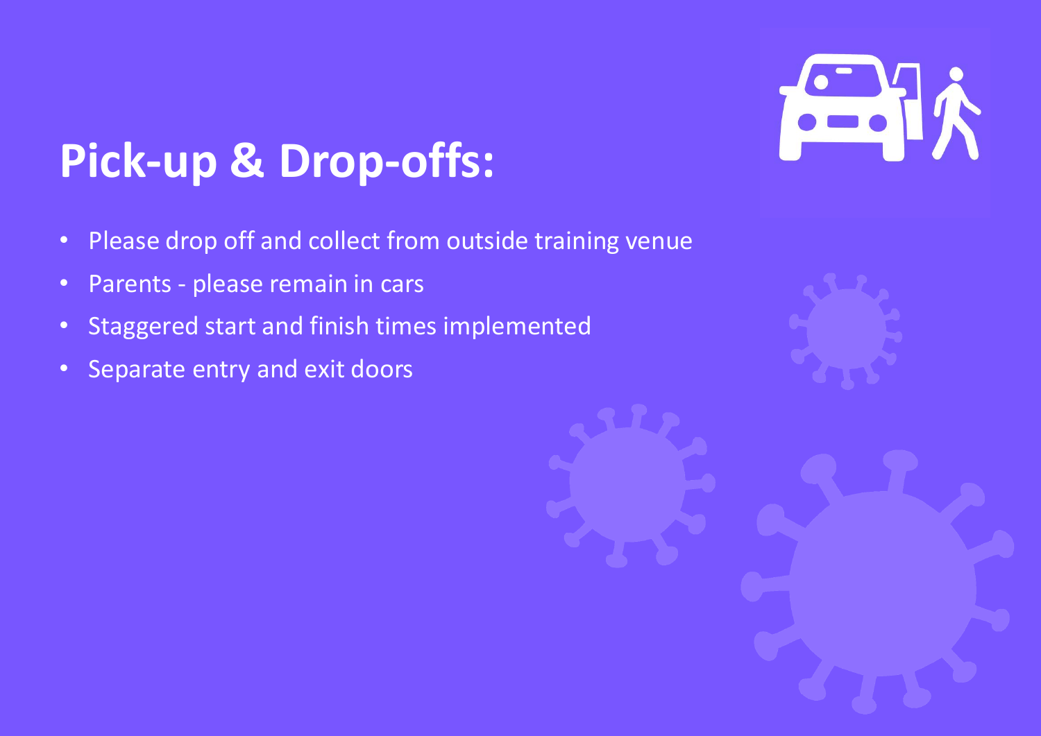# Pick-up & Drop-offs:

- Please drop off and collect from outside training venue
- Parents - please remain in cars
- Staggered start and finish times implemented
- Separate entry and exit doors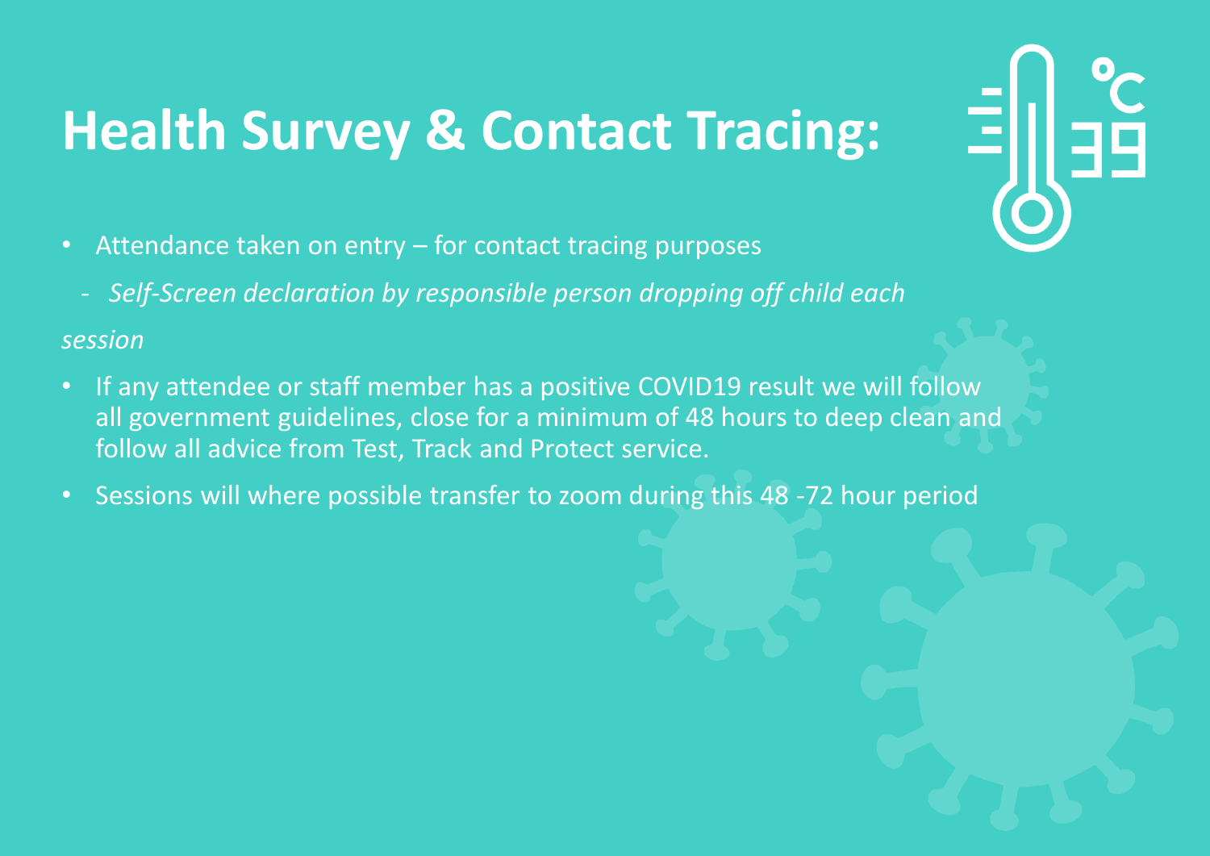# Health Survey & Contact Tracing:

- Attendance taken on entry – for contact tracing purposes
  - *Self-Screen declaration by responsible person dropping off child each session*
- If any attendee or staff member has a positive COVID19 result we will follow all government guidelines, close for a minimum of 48 hours to deep clean and follow all advice from Test, Track and Protect service.
- Sessions will where possible transfer to zoom during this 48 -72 hour period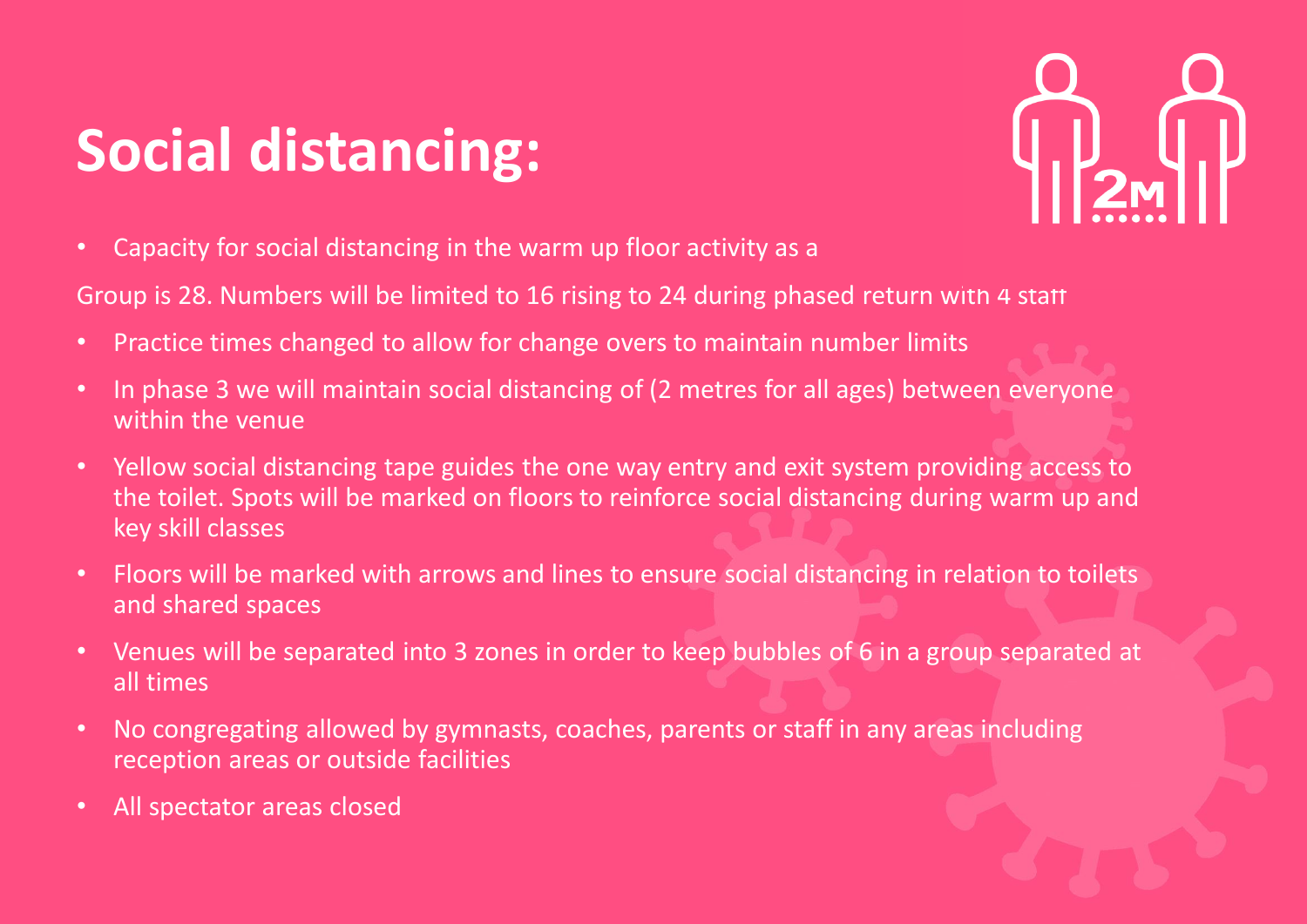# Social distancing:

- Capacity for social distancing in the warm up floor activity as a

Group is 28. Numbers will be limited to 16 rising to 24 during phased return with 4 staff

- Practice times changed to allow for change overs to maintain number limits
- In phase 3 we will maintain social distancing of (2 metres for all ages) between everyone within the venue
- Yellow social distancing tape guides the one way entry and exit system providing access to the toilet. Spots will be marked on floors to reinforce social distancing during warm up and key skill classes
- Floors will be marked with arrows and lines to ensure social distancing in relation to toilets and shared spaces
- Venues will be separated into 3 zones in order to keep bubbles of 6 in a group separated at all times
- No congregating allowed by gymnasts, coaches, parents or staff in any areas including reception areas or outside facilities
- All spectator areas closed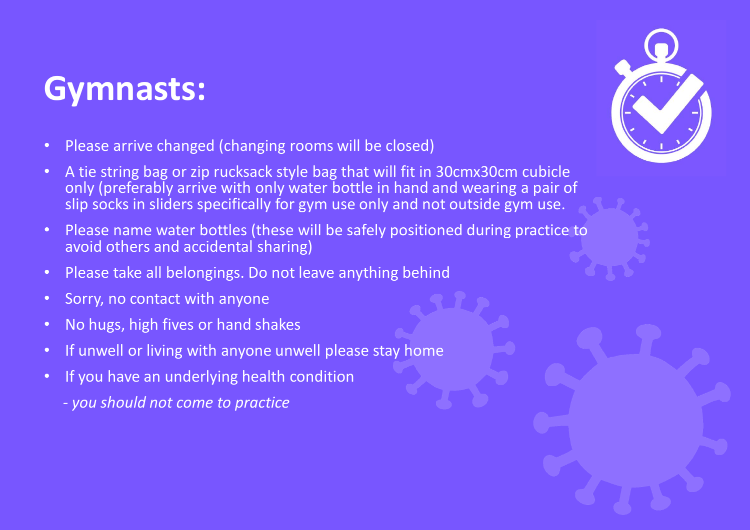# Gymnasts:

- Please arrive changed (changing rooms will be closed)
- A tie string bag or zip rucksack style bag that will fit in 30cmx30cm cubicle only (preferably arrive with only water bottle in hand and wearing a pair of slip socks in sliders specifically for gym use only and not outside gym use.
- Please name water bottles (these will be safely positioned during practice to avoid others and accidental sharing)
- Please take all belongings. Do not leave anything behind
- Sorry, no contact with anyone
- No hugs, high fives or hand shakes
- If unwell or living with anyone unwell please stay home
- If you have an underlying health condition

  *- you should not come to practice*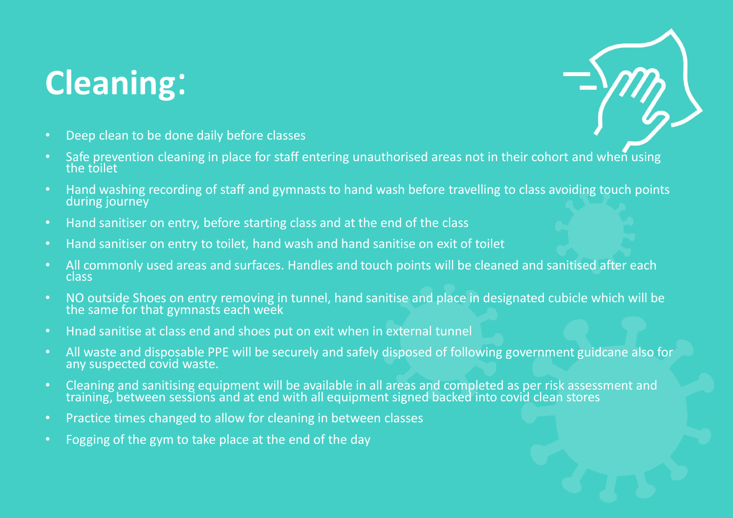# Cleaning:

- Deep clean to be done daily before classes
- Safe prevention cleaning in place for staff entering unauthorised areas not in their cohort and when using the toilet
- Hand washing recording of staff and gymnasts to hand wash before travelling to class avoiding touch points during journey
- Hand sanitiser on entry, before starting class and at the end of the class
- Hand sanitiser on entry to toilet, hand wash and hand sanitise on exit of toilet
- All commonly used areas and surfaces. Handles and touch points will be cleaned and sanitised after each class
- NO outside Shoes on entry removing in tunnel, hand sanitise and place in designated cubicle which will be the same for that gymnasts each week
- Hnad sanitise at class end and shoes put on exit when in external tunnel
- All waste and disposable PPE will be securely and safely disposed of following government guidcane also for any suspected covid waste.
- Cleaning and sanitising equipment will be available in all areas and completed as per risk assessment and training, between sessions and at end with all equipment signed backed into covid clean stores
- Practice times changed to allow for cleaning in between classes
- Fogging of the gym to take place at the end of the day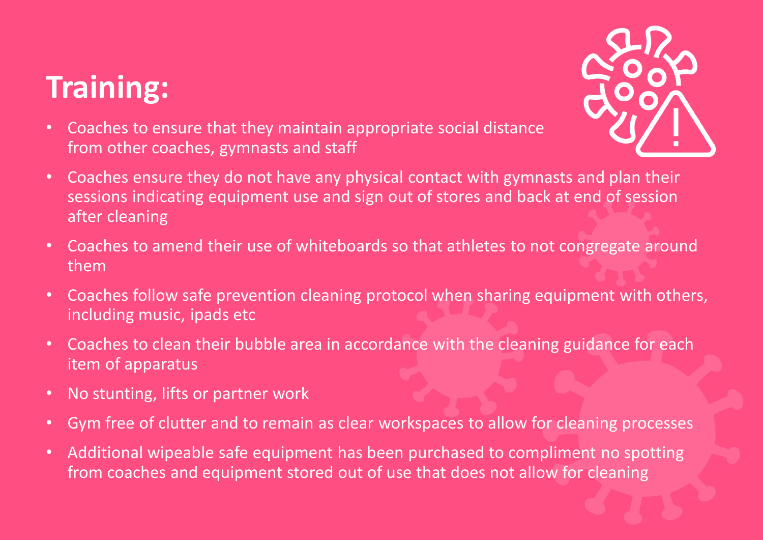# Training:

- Coaches to ensure that they maintain appropriate social distance from other coaches, gymnasts and staff
- Coaches ensure they do not have any physical contact with gymnasts and plan their sessions indicating equipment use and sign out of stores and back at end of session after cleaning
- Coaches to amend their use of whiteboards so that athletes to not congregate around them
- Coaches follow safe prevention cleaning protocol when sharing equipment with others, including music, ipads etc
- Coaches to clean their bubble area in accordance with the cleaning guidance for each item of apparatus
- No stunting, lifts or partner work
- Gym free of clutter and to remain as clear workspaces to allow for cleaning processes
- Additional wipeable safe equipment has been purchased to compliment no spotting from coaches and equipment stored out of use that does not allow for cleaning